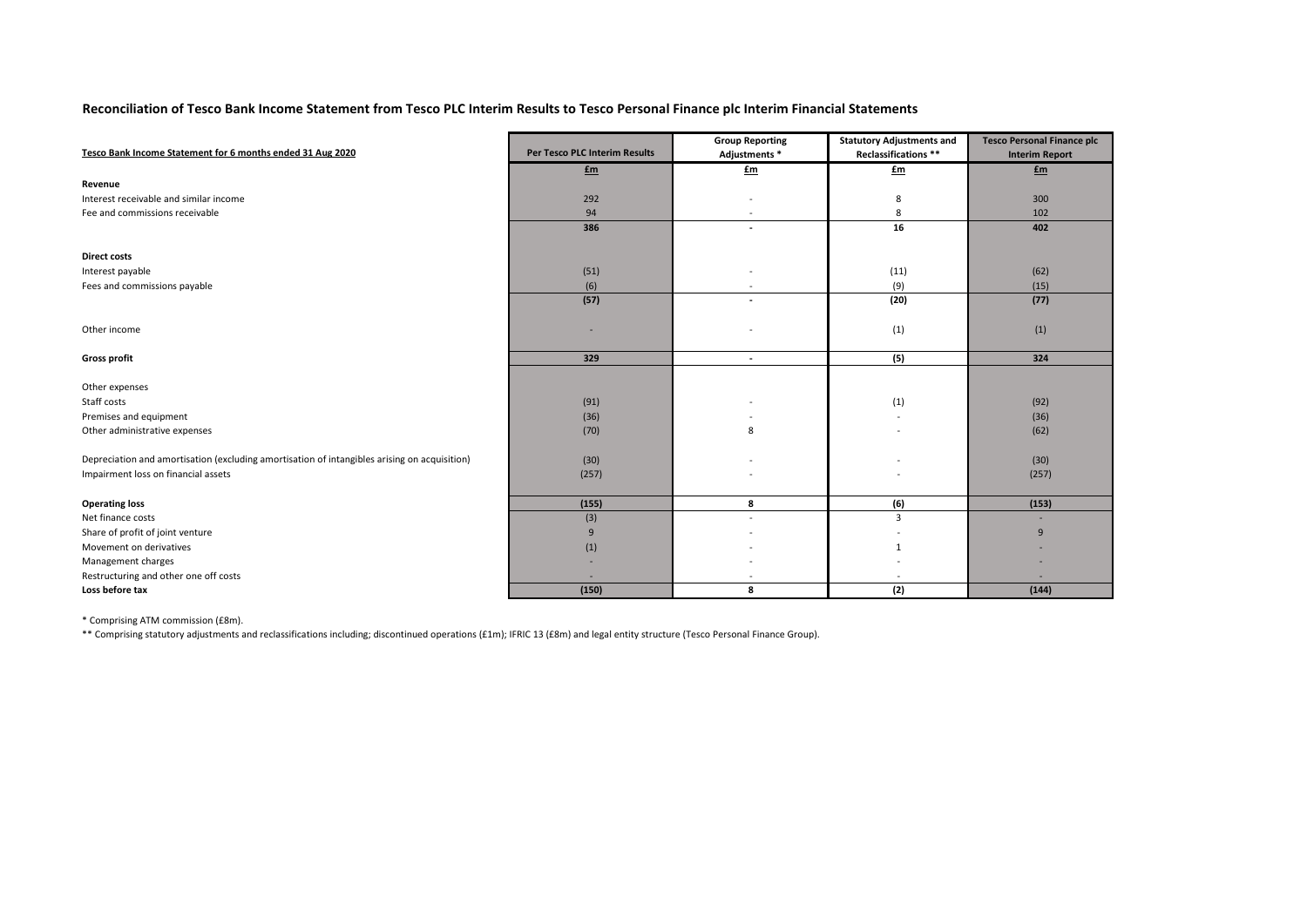## Reconciliation of Tesco Bank Income Statement from Tesco PLC Interim Results to Tesco Personal Finance plc Interim Financial Statements

| Tesco Bank Income Statement for 6 months ended 31 Aug 2020 | Per Tesco PLC Interim Results | Group Reporting Adjustments * | Statutory Adjustments and Reclassifications ** | Tesco Personal Finance plc Interim Report |
|---|---|---|---|---|
| | £m | £m | £m | £m |
| **Revenue** | | | | |
| Interest receivable and similar income | 292 | - | 8 | 300 |
| Fee and commissions receivable | 94 | - | 8 | 102 |
| | **386** | **-** | **16** | **402** |
| **Direct costs** | | | | |
| Interest payable | (51) | - | (11) | (62) |
| Fees and commissions payable | (6) | - | (9) | (15) |
| | **(57)** | **-** | **(20)** | **(77)** |
| Other income | - | - | (1) | (1) |
| **Gross profit** | **329** | **-** | **(5)** | **324** |
| Other expenses | | | | |
| Staff costs | (91) | - | (1) | (92) |
| Premises and equipment | (36) | - | - | (36) |
| Other administrative expenses | (70) | 8 | - | (62) |
| Depreciation and amortisation (excluding amortisation of intangibles arising on acquisition) | (30) | - | - | (30) |
| Impairment loss on financial assets | (257) | - | - | (257) |
| **Operating loss** | **(155)** | **8** | **(6)** | **(153)** |
| Net finance costs | (3) | - | 3 | - |
| Share of profit of joint venture | 9 | - | - | 9 |
| Movement on derivatives | (1) | - | 1 | - |
| Management charges | - | - | - | - |
| Restructuring and other one off costs | - | - | - | - |
| **Loss before tax** | **(150)** | **8** | **(2)** | **(144)** |

* Comprising ATM commission (£8m).

** Comprising statutory adjustments and reclassifications including; discontinued operations (£1m); IFRIC 13 (£8m) and legal entity structure (Tesco Personal Finance Group).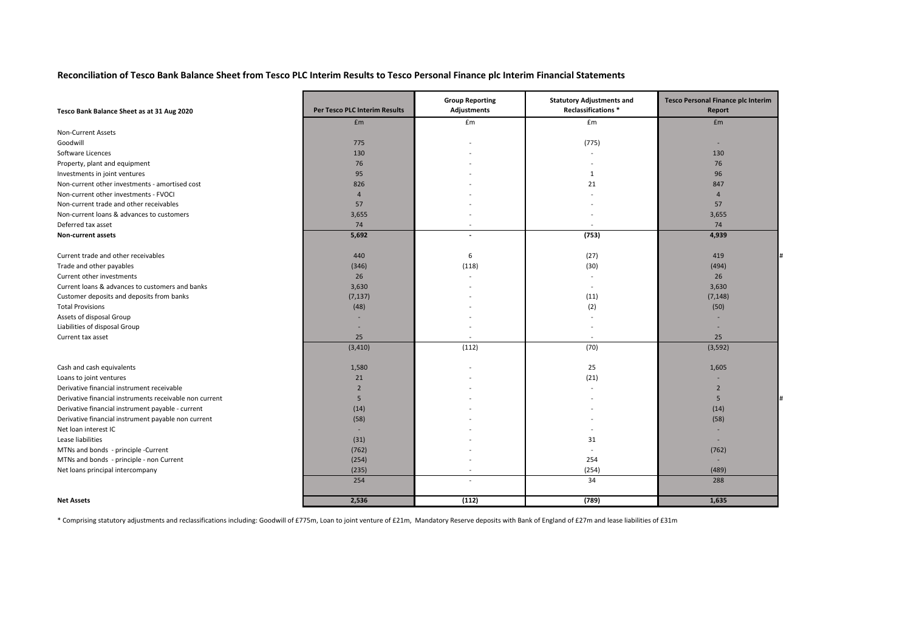## Reconciliation of Tesco Bank Balance Sheet from Tesco PLC Interim Results to Tesco Personal Finance plc Interim Financial Statements

| Tesco Bank Balance Sheet as at 31 Aug 2020 | Per Tesco PLC Interim Results | Group Reporting Adjustments | Statutory Adjustments and Reclassifications * | Tesco Personal Finance plc Interim Report | |
|---|---|---|---|---|---|
| | £m | £m | £m | £m | |
| Non-Current Assets | | | | | |
| Goodwill | 775 | - | (775) | - | |
| Software Licences | 130 | - | - | 130 | |
| Property, plant and equipment | 76 | - | - | 76 | |
| Investments in joint ventures | 95 | - | 1 | 96 | |
| Non-current other investments - amortised cost | 826 | - | 21 | 847 | |
| Non-current other investments - FVOCI | 4 | - | - | 4 | |
| Non-current trade and other receivables | 57 | - | - | 57 | |
| Non-current loans & advances to customers | 3,655 | - | - | 3,655 | |
| Deferred tax asset | 74 | - | - | 74 | |
| **Non-current assets** | **5,692** | **-** | **(753)** | **4,939** | |
| | | | | | |
| Current trade and other receivables | 440 | 6 | (27) | 419 | # |
| Trade and other payables | (346) | (118) | (30) | (494) | |
| Current other investments | 26 | - | - | 26 | |
| Current loans & advances to customers and banks | 3,630 | - | - | 3,630 | |
| Customer deposits and deposits from banks | (7,137) | - | (11) | (7,148) | |
| Total Provisions | (48) | - | (2) | (50) | |
| Assets of disposal Group | - | - | - | - | |
| Liabilities of disposal Group | - | - | - | - | |
| Current tax asset | 25 | - | - | 25 | |
| | (3,410) | (112) | (70) | (3,592) | |
| | | | | | |
| Cash and cash equivalents | 1,580 | - | 25 | 1,605 | |
| Loans to joint ventures | 21 | - | (21) | - | |
| Derivative financial instrument receivable | 2 | - | - | 2 | |
| Derivative financial instruments receivable non current | 5 | - | - | 5 | # |
| Derivative financial instrument payable - current | (14) | - | - | (14) | |
| Derivative financial instrument payable non current | (58) | - | - | (58) | |
| Net loan interest IC | - | - | - | - | |
| Lease liabilities | (31) | - | 31 | - | |
| MTNs and bonds - principle -Current | (762) | - | - | (762) | |
| MTNs and bonds - principle - non Current | (254) | - | 254 | - | |
| Net loans principal intercompany | (235) | - | (254) | (489) | |
| | 254 | - | 34 | 288 | |
| | | | | | |
| **Net Assets** | **2,536** | **(112)** | **(789)** | **1,635** | |

\* Comprising statutory adjustments and reclassifications including: Goodwill of £775m, Loan to joint venture of £21m, Mandatory Reserve deposits with Bank of England of £27m and lease liabilities of £31m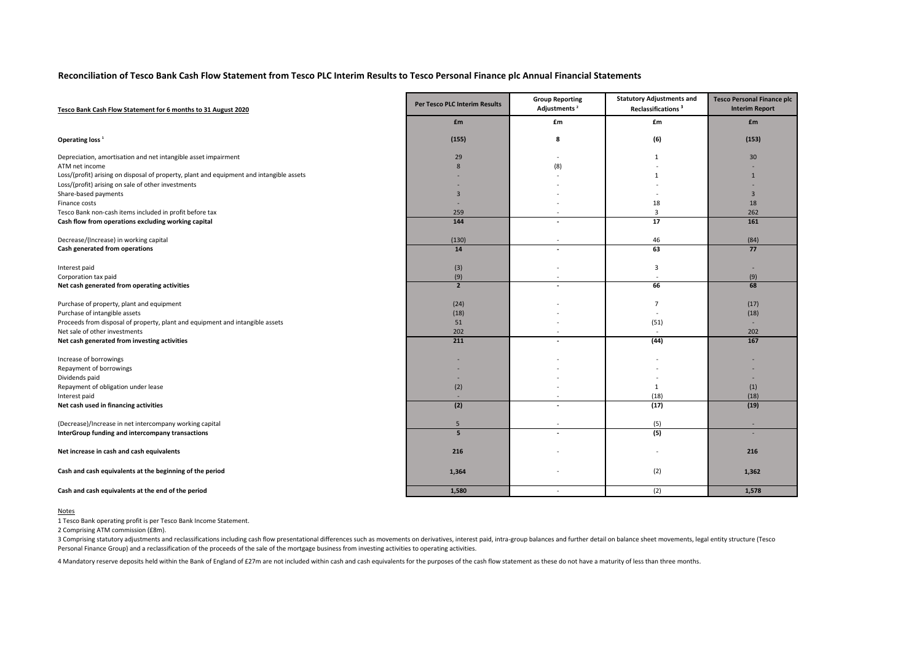# Reconciliation of Tesco Bank Cash Flow Statement from Tesco PLC Interim Results to Tesco Personal Finance plc Annual Financial Statements

| Tesco Bank Cash Flow Statement for 6 months to 31 August 2020 | Per Tesco PLC Interim Results | Group Reporting Adjustments [2] | Statutory Adjustments and Reclassifications [3] | Tesco Personal Finance plc Interim Report |
|---|---|---|---|---|
| | £m | £m | £m | £m |
| **Operating loss** [1] | **(155)** | **8** | **(6)** | **(153)** |
| Depreciation, amortisation and net intangible asset impairment | 29 | - | 1 | 30 |
| ATM net income | 8 | (8) | - | - |
| Loss/(profit) arising on disposal of property, plant and equipment and intangible assets | - | - | 1 | 1 |
| Loss/(profit) arising on sale of other investments | - | - | - | - |
| Share-based payments | 3 | - | - | 3 |
| Finance costs | - | - | 18 | 18 |
| Tesco Bank non-cash items included in profit before tax | 259 | - | 3 | 262 |
| **Cash flow from operations excluding working capital** | **144** | **-** | **17** | **161** |
| Decrease/(Increase) in working capital | (130) | - | 46 | (84) |
| **Cash generated from operations** | **14** | **-** | **63** | **77** |
| Interest paid | (3) | - | 3 | - |
| Corporation tax paid | (9) | - | - | (9) |
| **Net cash generated from operating activities** | **2** | **-** | **66** | **68** |
| Purchase of property, plant and equipment | (24) | - | 7 | (17) |
| Purchase of intangible assets | (18) | - | - | (18) |
| Proceeds from disposal of property, plant and equipment and intangible assets | 51 | - | (51) | - |
| Net sale of other investments | 202 | - | - | 202 |
| **Net cash generated from investing activities** | **211** | **-** | **(44)** | **167** |
| Increase of borrowings | - | - | - | - |
| Repayment of borrowings | - | - | - | - |
| Dividends paid | - | - | - | - |
| Repayment of obligation under lease | (2) | - | 1 | (1) |
| Interest paid | - | - | (18) | (18) |
| **Net cash used in financing activities** | **(2)** | **-** | **(17)** | **(19)** |
| (Decrease)/Increase in net intercompany working capital | 5 | - | (5) | - |
| **InterGroup funding and intercompany transactions** | **5** | **-** | **(5)** | **-** |
| **Net increase in cash and cash equivalents** | **216** | - | - | **216** |
| **Cash and cash equivalents at the beginning of the period** | **1,364** | - | (2) | **1,362** |
| **Cash and cash equivalents at the end of the period** | **1,580** | - | (2) | **1,578** |

Notes

1 Tesco Bank operating profit is per Tesco Bank Income Statement.

2 Comprising ATM commission (£8m).

3 Comprising statutory adjustments and reclassifications including cash flow presentational differences such as movements on derivatives, interest paid, intra-group balances and further detail on balance sheet movements, legal entity structure (Tesco Personal Finance Group) and a reclassification of the proceeds of the sale of the mortgage business from investing activities to operating activities.

4 Mandatory reserve deposits held within the Bank of England of £27m are not included within cash and cash equivalents for the purposes of the cash flow statement as these do not have a maturity of less than three months.